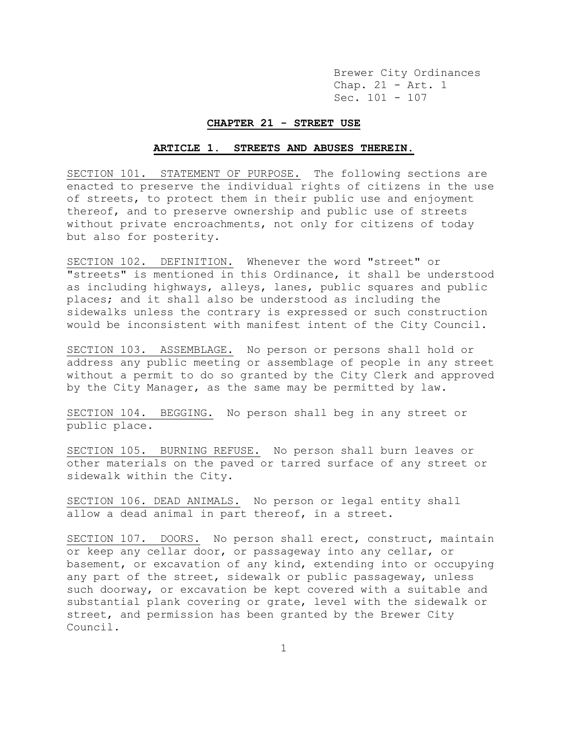# CHAPTER 21 - STREET USE

## ARTICLE 1. STREETS AND ABUSES THEREIN.

SECTION 101. STATEMENT OF PURPOSE. The following sections are enacted to preserve the individual rights of citizens in the use of streets, to protect them in their public use and enjoyment thereof, and to preserve ownership and public use of streets without private encroachments, not only for citizens of today but also for posterity.

SECTION 102. DEFINITION. Whenever the word "street" or "streets" is mentioned in this Ordinance, it shall be understood as including highways, alleys, lanes, public squares and public places; and it shall also be understood as including the sidewalks unless the contrary is expressed or such construction would be inconsistent with manifest intent of the City Council.

SECTION 103. ASSEMBLAGE. No person or persons shall hold or address any public meeting or assemblage of people in any street without a permit to do so granted by the City Clerk and approved by the City Manager, as the same may be permitted by law.

SECTION 104. BEGGING. No person shall beg in any street or public place.

SECTION 105. BURNING REFUSE. No person shall burn leaves or other materials on the paved or tarred surface of any street or sidewalk within the City.

SECTION 106. DEAD ANIMALS. No person or legal entity shall allow a dead animal in part thereof, in a street.

SECTION 107. DOORS. No person shall erect, construct, maintain or keep any cellar door, or passageway into any cellar, or basement, or excavation of any kind, extending into or occupying any part of the street, sidewalk or public passageway, unless such doorway, or excavation be kept covered with a suitable and substantial plank covering or grate, level with the sidewalk or street, and permission has been granted by the Brewer City Council.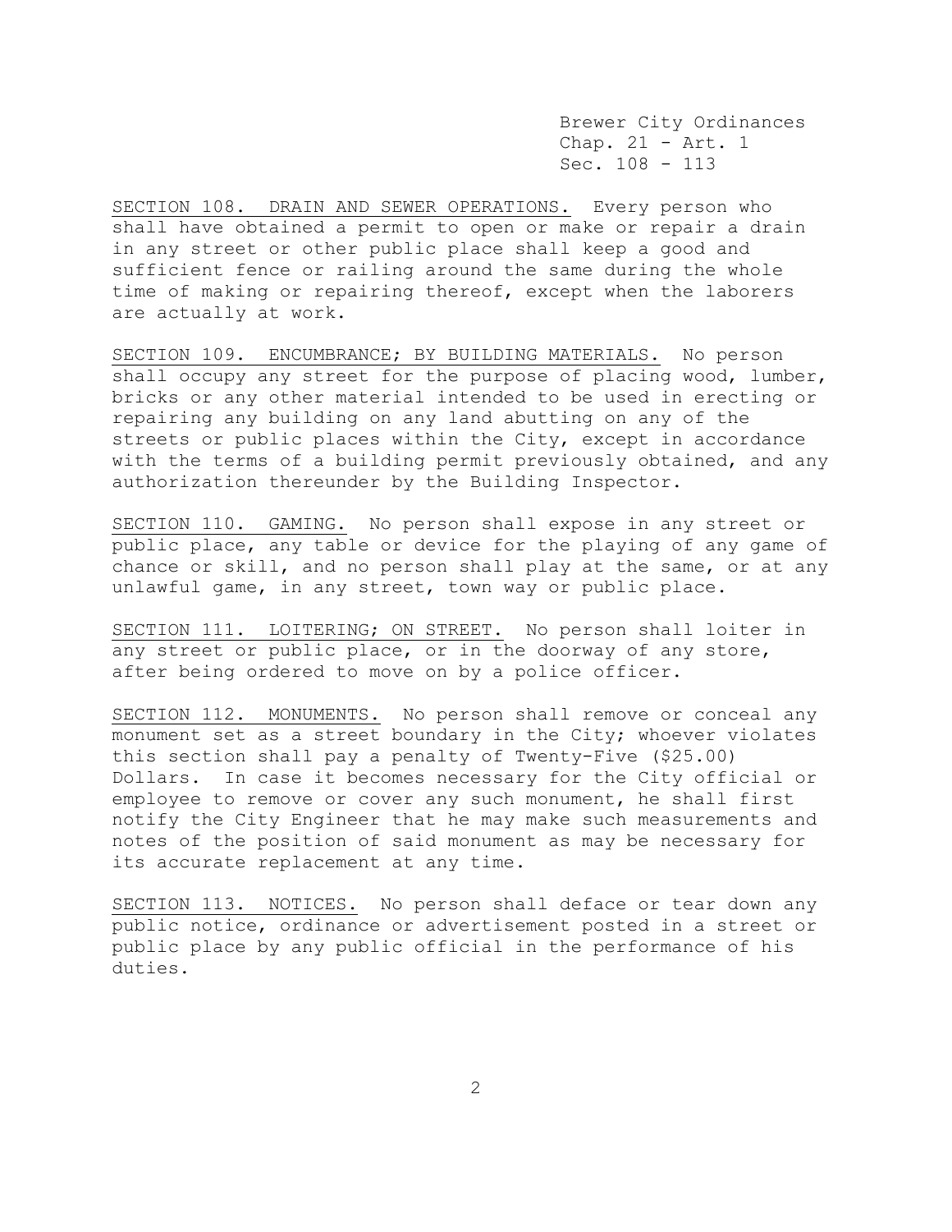SECTION 108. DRAIN AND SEWER OPERATIONS. Every person who shall have obtained a permit to open or make or repair a drain in any street or other public place shall keep a good and sufficient fence or railing around the same during the whole time of making or repairing thereof, except when the laborers are actually at work.

SECTION 109. ENCUMBRANCE; BY BUILDING MATERIALS. No person shall occupy any street for the purpose of placing wood, lumber, bricks or any other material intended to be used in erecting or repairing any building on any land abutting on any of the streets or public places within the City, except in accordance with the terms of a building permit previously obtained, and any authorization thereunder by the Building Inspector.

SECTION 110. GAMING. No person shall expose in any street or public place, any table or device for the playing of any game of chance or skill, and no person shall play at the same, or at any unlawful game, in any street, town way or public place.

SECTION 111. LOITERING; ON STREET. No person shall loiter in any street or public place, or in the doorway of any store, after being ordered to move on by a police officer.

SECTION 112. MONUMENTS. No person shall remove or conceal any monument set as a street boundary in the City; whoever violates this section shall pay a penalty of Twenty-Five ($25.00) Dollars. In case it becomes necessary for the City official or employee to remove or cover any such monument, he shall first notify the City Engineer that he may make such measurements and notes of the position of said monument as may be necessary for its accurate replacement at any time.

SECTION 113. NOTICES. No person shall deface or tear down any public notice, ordinance or advertisement posted in a street or public place by any public official in the performance of his duties.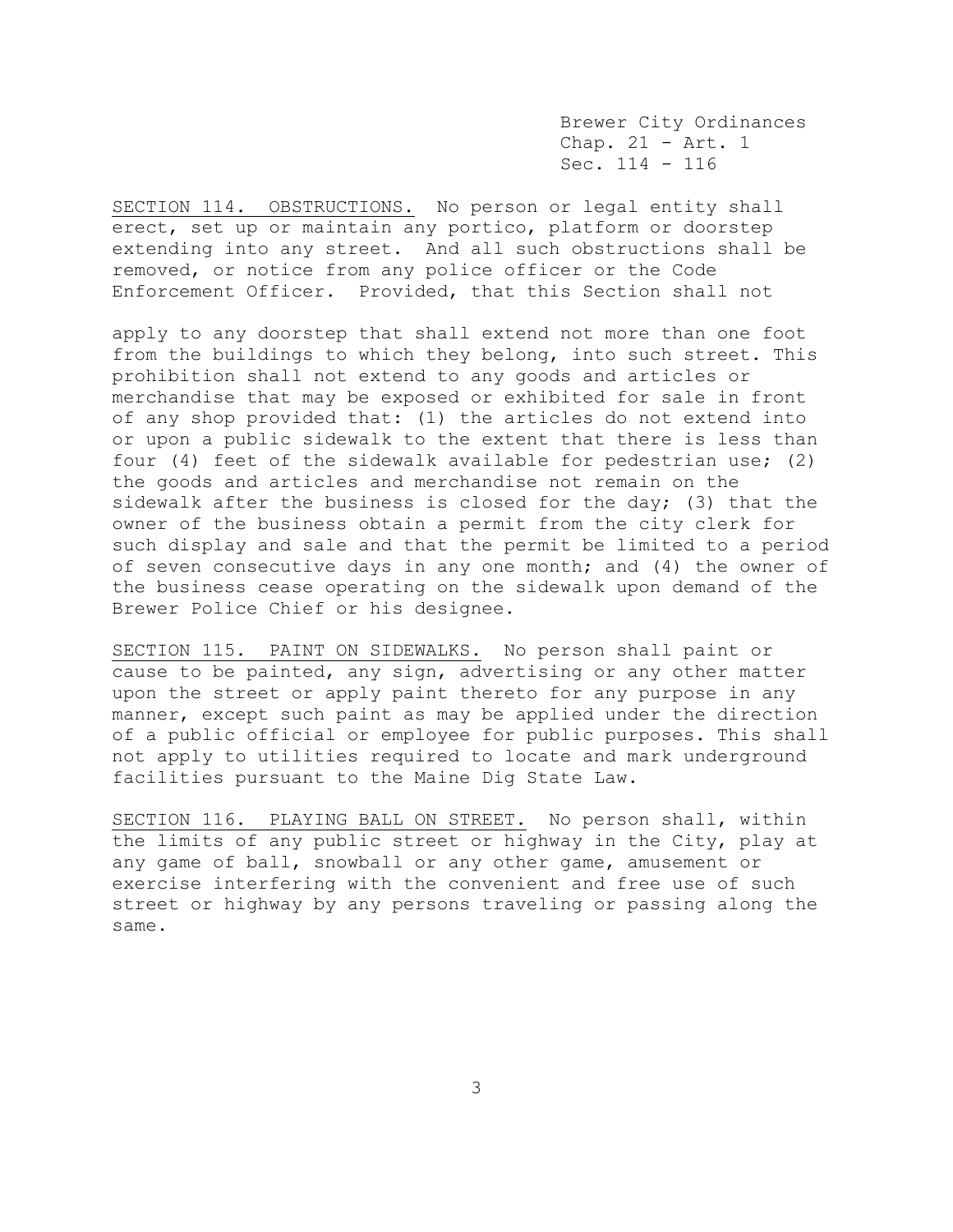SECTION 114. OBSTRUCTIONS. No person or legal entity shall erect, set up or maintain any portico, platform or doorstep extending into any street. And all such obstructions shall be removed, or notice from any police officer or the Code Enforcement Officer. Provided, that this Section shall not apply to any doorstep that shall extend not more than one foot from the buildings to which they belong, into such street. This prohibition shall not extend to any goods and articles or merchandise that may be exposed or exhibited for sale in front of any shop provided that: (1) the articles do not extend into or upon a public sidewalk to the extent that there is less than four (4) feet of the sidewalk available for pedestrian use; (2) the goods and articles and merchandise not remain on the sidewalk after the business is closed for the day; (3) that the owner of the business obtain a permit from the city clerk for such display and sale and that the permit be limited to a period of seven consecutive days in any one month; and (4) the owner of the business cease operating on the sidewalk upon demand of the Brewer Police Chief or his designee.

SECTION 115. PAINT ON SIDEWALKS. No person shall paint or cause to be painted, any sign, advertising or any other matter upon the street or apply paint thereto for any purpose in any manner, except such paint as may be applied under the direction of a public official or employee for public purposes. This shall not apply to utilities required to locate and mark underground facilities pursuant to the Maine Dig State Law.

SECTION 116. PLAYING BALL ON STREET. No person shall, within the limits of any public street or highway in the City, play at any game of ball, snowball or any other game, amusement or exercise interfering with the convenient and free use of such street or highway by any persons traveling or passing along the same.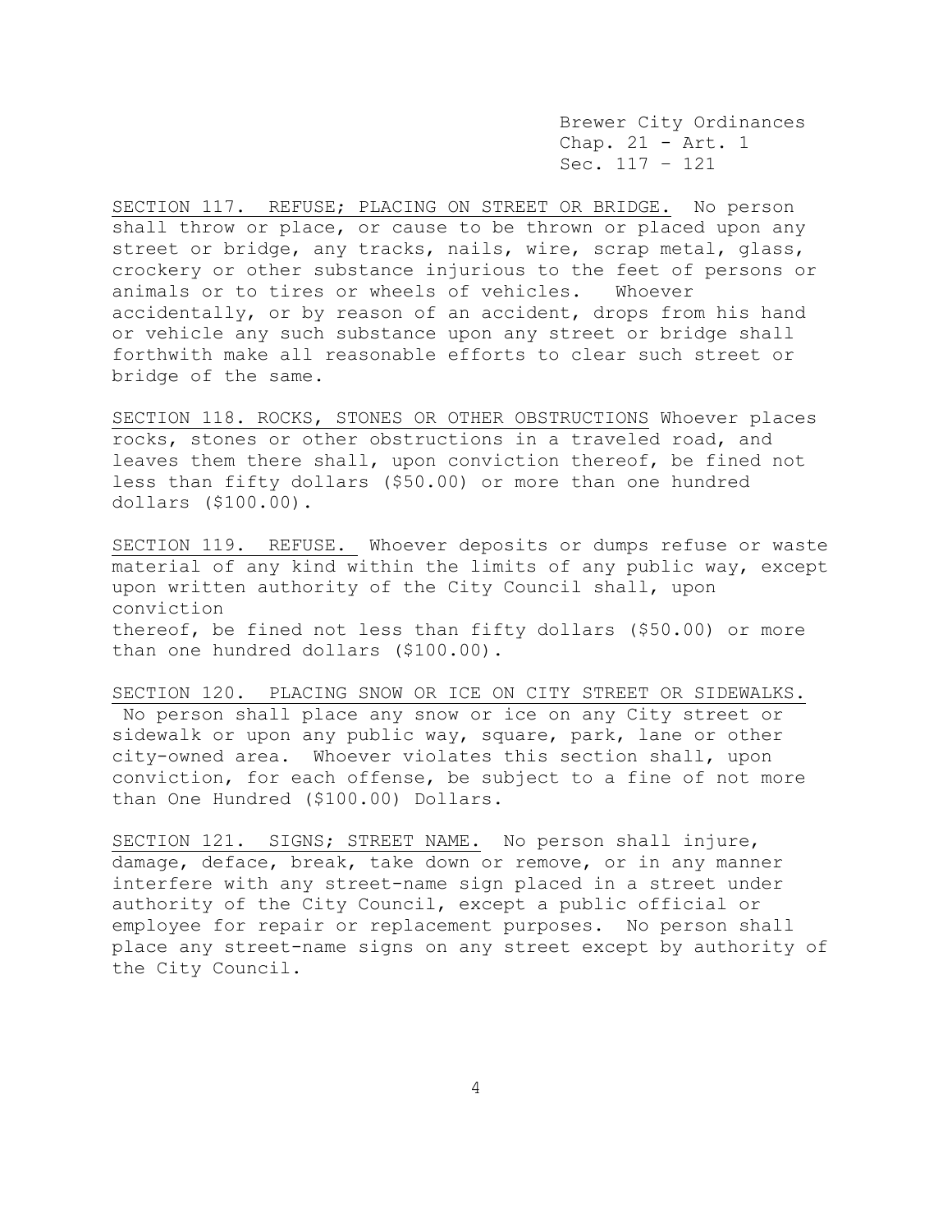SECTION 117. REFUSE; PLACING ON STREET OR BRIDGE. No person shall throw or place, or cause to be thrown or placed upon any street or bridge, any tracks, nails, wire, scrap metal, glass, crockery or other substance injurious to the feet of persons or animals or to tires or wheels of vehicles. Whoever accidentally, or by reason of an accident, drops from his hand or vehicle any such substance upon any street or bridge shall forthwith make all reasonable efforts to clear such street or bridge of the same.

SECTION 118. ROCKS, STONES OR OTHER OBSTRUCTIONS Whoever places rocks, stones or other obstructions in a traveled road, and leaves them there shall, upon conviction thereof, be fined not less than fifty dollars ($50.00) or more than one hundred dollars ($100.00).

SECTION 119. REFUSE. Whoever deposits or dumps refuse or waste material of any kind within the limits of any public way, except upon written authority of the City Council shall, upon conviction thereof, be fined not less than fifty dollars ($50.00) or more than one hundred dollars ($100.00).

SECTION 120. PLACING SNOW OR ICE ON CITY STREET OR SIDEWALKS. No person shall place any snow or ice on any City street or sidewalk or upon any public way, square, park, lane or other city-owned area. Whoever violates this section shall, upon conviction, for each offense, be subject to a fine of not more than One Hundred ($100.00) Dollars.

SECTION 121. SIGNS; STREET NAME. No person shall injure, damage, deface, break, take down or remove, or in any manner interfere with any street-name sign placed in a street under authority of the City Council, except a public official or employee for repair or replacement purposes. No person shall place any street-name signs on any street except by authority of the City Council.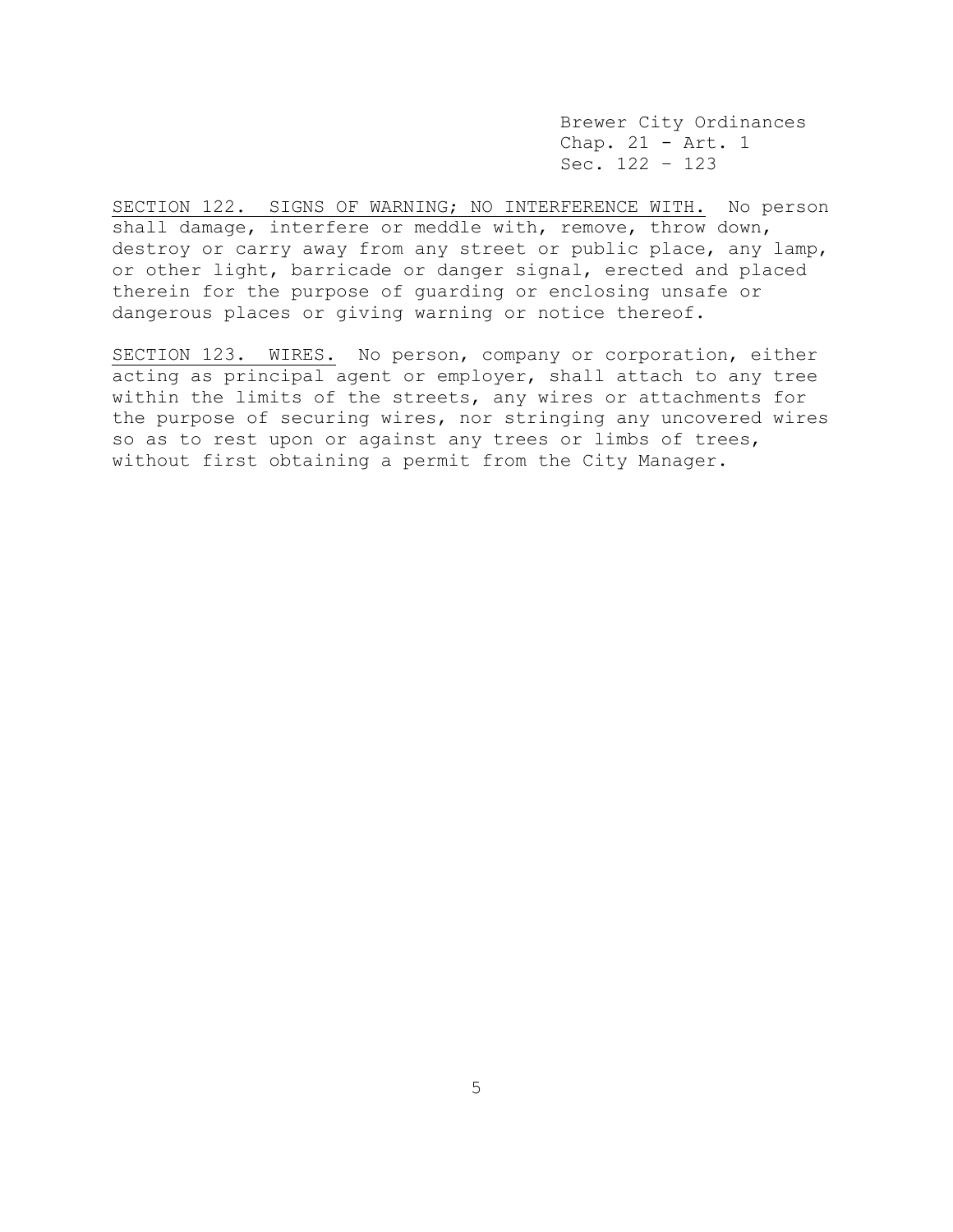SECTION 122. SIGNS OF WARNING; NO INTERFERENCE WITH. No person shall damage, interfere or meddle with, remove, throw down, destroy or carry away from any street or public place, any lamp, or other light, barricade or danger signal, erected and placed therein for the purpose of guarding or enclosing unsafe or dangerous places or giving warning or notice thereof.

SECTION 123. WIRES. No person, company or corporation, either acting as principal agent or employer, shall attach to any tree within the limits of the streets, any wires or attachments for the purpose of securing wires, nor stringing any uncovered wires so as to rest upon or against any trees or limbs of trees, without first obtaining a permit from the City Manager.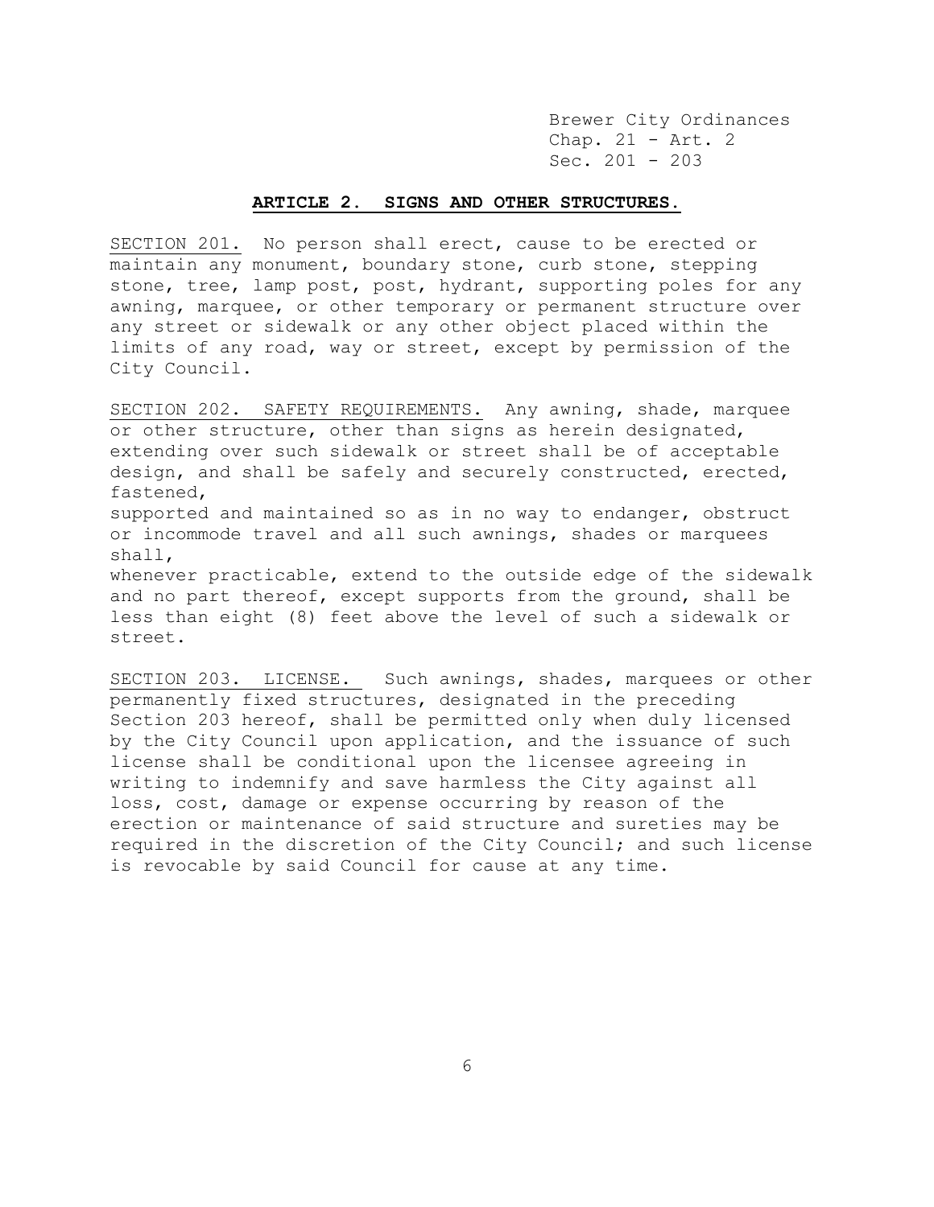## ARTICLE 2. SIGNS AND OTHER STRUCTURES.

SECTION 201. No person shall erect, cause to be erected or maintain any monument, boundary stone, curb stone, stepping stone, tree, lamp post, post, hydrant, supporting poles for any awning, marquee, or other temporary or permanent structure over any street or sidewalk or any other object placed within the limits of any road, way or street, except by permission of the City Council.

SECTION 202. SAFETY REQUIREMENTS. Any awning, shade, marquee or other structure, other than signs as herein designated, extending over such sidewalk or street shall be of acceptable design, and shall be safely and securely constructed, erected, fastened, supported and maintained so as in no way to endanger, obstruct or incommode travel and all such awnings, shades or marquees shall, whenever practicable, extend to the outside edge of the sidewalk and no part thereof, except supports from the ground, shall be less than eight (8) feet above the level of such a sidewalk or street.

SECTION 203. LICENSE. Such awnings, shades, marquees or other permanently fixed structures, designated in the preceding Section 203 hereof, shall be permitted only when duly licensed by the City Council upon application, and the issuance of such license shall be conditional upon the licensee agreeing in writing to indemnify and save harmless the City against all loss, cost, damage or expense occurring by reason of the erection or maintenance of said structure and sureties may be required in the discretion of the City Council; and such license is revocable by said Council for cause at any time.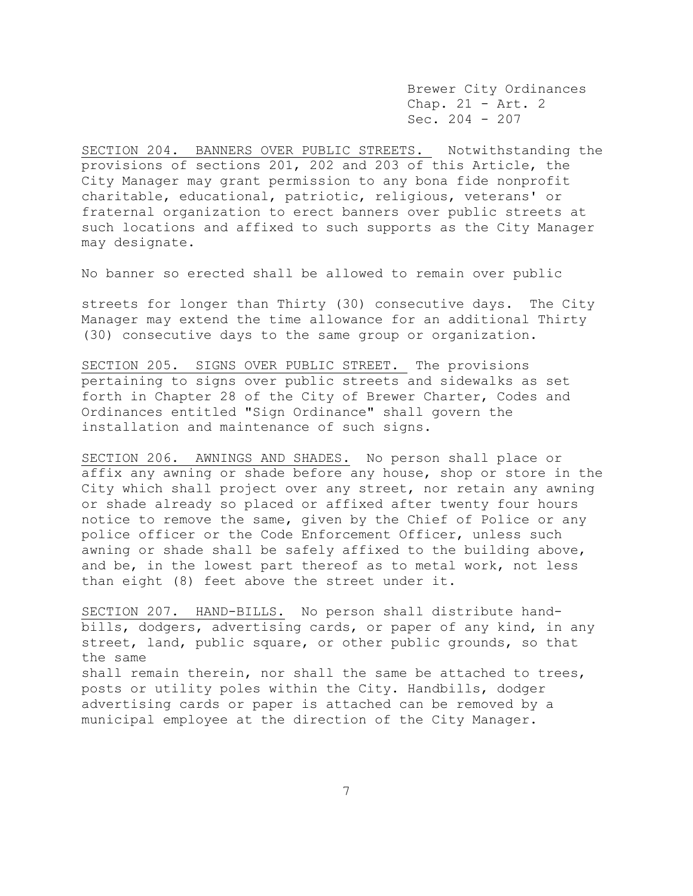SECTION 204. BANNERS OVER PUBLIC STREETS. Notwithstanding the provisions of sections 201, 202 and 203 of this Article, the City Manager may grant permission to any bona fide nonprofit charitable, educational, patriotic, religious, veterans' or fraternal organization to erect banners over public streets at such locations and affixed to such supports as the City Manager may designate.

No banner so erected shall be allowed to remain over public streets for longer than Thirty (30) consecutive days. The City Manager may extend the time allowance for an additional Thirty (30) consecutive days to the same group or organization.

SECTION 205. SIGNS OVER PUBLIC STREET. The provisions pertaining to signs over public streets and sidewalks as set forth in Chapter 28 of the City of Brewer Charter, Codes and Ordinances entitled "Sign Ordinance" shall govern the installation and maintenance of such signs.

SECTION 206. AWNINGS AND SHADES. No person shall place or affix any awning or shade before any house, shop or store in the City which shall project over any street, nor retain any awning or shade already so placed or affixed after twenty four hours notice to remove the same, given by the Chief of Police or any police officer or the Code Enforcement Officer, unless such awning or shade shall be safely affixed to the building above, and be, in the lowest part thereof as to metal work, not less than eight (8) feet above the street under it.

SECTION 207. HAND-BILLS. No person shall distribute hand-bills, dodgers, advertising cards, or paper of any kind, in any street, land, public square, or other public grounds, so that the same shall remain therein, nor shall the same be attached to trees, posts or utility poles within the City. Handbills, dodger advertising cards or paper is attached can be removed by a municipal employee at the direction of the City Manager.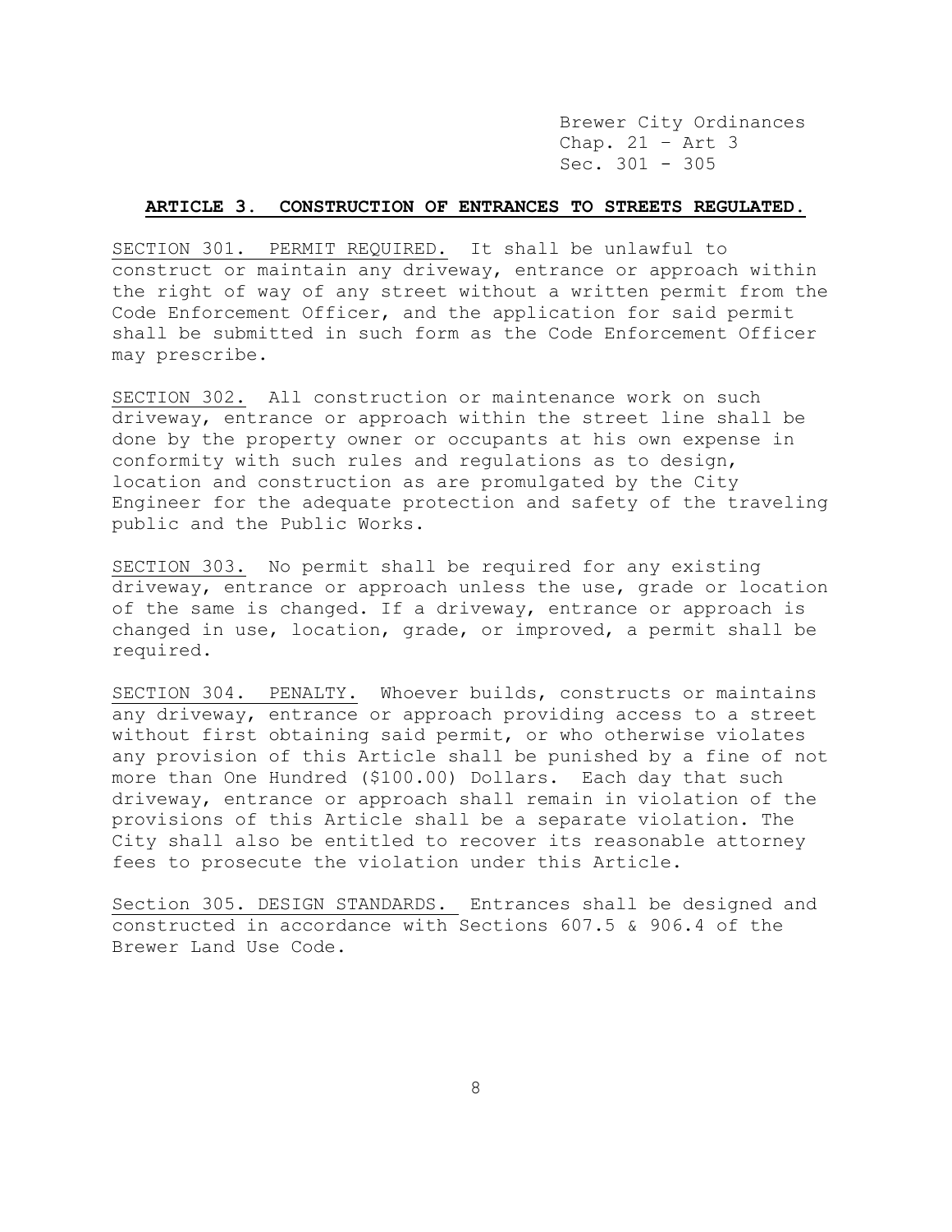## ARTICLE 3. CONSTRUCTION OF ENTRANCES TO STREETS REGULATED.

SECTION 301. PERMIT REQUIRED. It shall be unlawful to construct or maintain any driveway, entrance or approach within the right of way of any street without a written permit from the Code Enforcement Officer, and the application for said permit shall be submitted in such form as the Code Enforcement Officer may prescribe.

SECTION 302. All construction or maintenance work on such driveway, entrance or approach within the street line shall be done by the property owner or occupants at his own expense in conformity with such rules and regulations as to design, location and construction as are promulgated by the City Engineer for the adequate protection and safety of the traveling public and the Public Works.

SECTION 303. No permit shall be required for any existing driveway, entrance or approach unless the use, grade or location of the same is changed. If a driveway, entrance or approach is changed in use, location, grade, or improved, a permit shall be required.

SECTION 304. PENALTY. Whoever builds, constructs or maintains any driveway, entrance or approach providing access to a street without first obtaining said permit, or who otherwise violates any provision of this Article shall be punished by a fine of not more than One Hundred ($100.00) Dollars. Each day that such driveway, entrance or approach shall remain in violation of the provisions of this Article shall be a separate violation. The City shall also be entitled to recover its reasonable attorney fees to prosecute the violation under this Article.

Section 305. DESIGN STANDARDS. Entrances shall be designed and constructed in accordance with Sections 607.5 & 906.4 of the Brewer Land Use Code.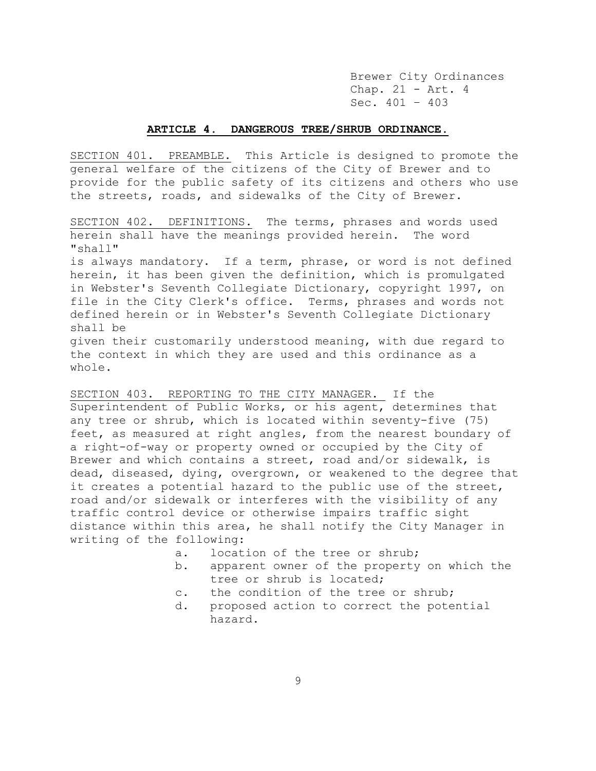## ARTICLE 4. DANGEROUS TREE/SHRUB ORDINANCE.

SECTION 401. PREAMBLE. This Article is designed to promote the general welfare of the citizens of the City of Brewer and to provide for the public safety of its citizens and others who use the streets, roads, and sidewalks of the City of Brewer.

SECTION 402. DEFINITIONS. The terms, phrases and words used herein shall have the meanings provided herein. The word "shall" is always mandatory. If a term, phrase, or word is not defined herein, it has been given the definition, which is promulgated in Webster's Seventh Collegiate Dictionary, copyright 1997, on file in the City Clerk's office. Terms, phrases and words not defined herein or in Webster's Seventh Collegiate Dictionary shall be given their customarily understood meaning, with due regard to the context in which they are used and this ordinance as a whole.

SECTION 403. REPORTING TO THE CITY MANAGER. If the Superintendent of Public Works, or his agent, determines that any tree or shrub, which is located within seventy-five (75) feet, as measured at right angles, from the nearest boundary of a right-of-way or property owned or occupied by the City of Brewer and which contains a street, road and/or sidewalk, is dead, diseased, dying, overgrown, or weakened to the degree that it creates a potential hazard to the public use of the street, road and/or sidewalk or interferes with the visibility of any traffic control device or otherwise impairs traffic sight distance within this area, he shall notify the City Manager in writing of the following:

a. location of the tree or shrub;
b. apparent owner of the property on which the tree or shrub is located;
c. the condition of the tree or shrub;
d. proposed action to correct the potential hazard.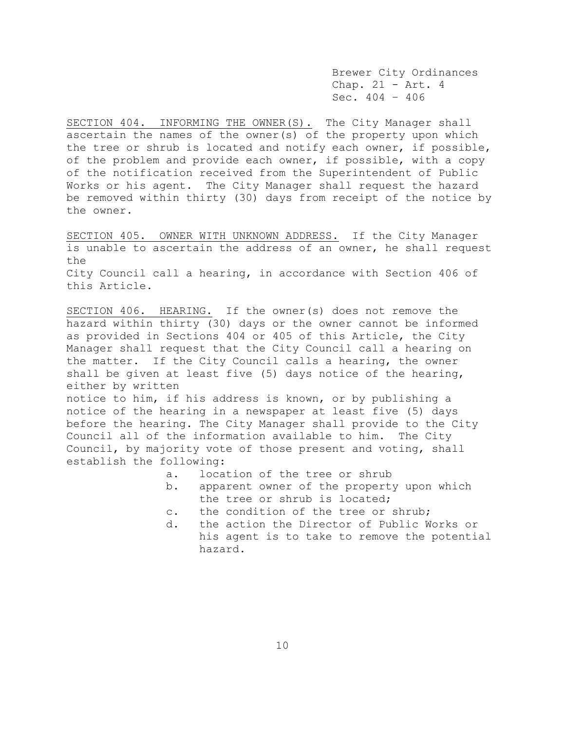Brewer City Ordinances
Chap. 21 - Art. 4
Sec. 404 – 406

<u>SECTION 404. INFORMING THE OWNER(S).</u> The City Manager shall ascertain the names of the owner(s) of the property upon which the tree or shrub is located and notify each owner, if possible, of the problem and provide each owner, if possible, with a copy of the notification received from the Superintendent of Public Works or his agent. The City Manager shall request the hazard be removed within thirty (30) days from receipt of the notice by the owner.

<u>SECTION 405. OWNER WITH UNKNOWN ADDRESS.</u> If the City Manager is unable to ascertain the address of an owner, he shall request the City Council call a hearing, in accordance with Section 406 of this Article.

<u>SECTION 406. HEARING.</u> If the owner(s) does not remove the hazard within thirty (30) days or the owner cannot be informed as provided in Sections 404 or 405 of this Article, the City Manager shall request that the City Council call a hearing on the matter. If the City Council calls a hearing, the owner shall be given at least five (5) days notice of the hearing, either by written notice to him, if his address is known, or by publishing a notice of the hearing in a newspaper at least five (5) days before the hearing. The City Manager shall provide to the City Council all of the information available to him. The City Council, by majority vote of those present and voting, shall establish the following:

a. location of the tree or shrub
b. apparent owner of the property upon which the tree or shrub is located;
c. the condition of the tree or shrub;
d. the action the Director of Public Works or his agent is to take to remove the potential hazard.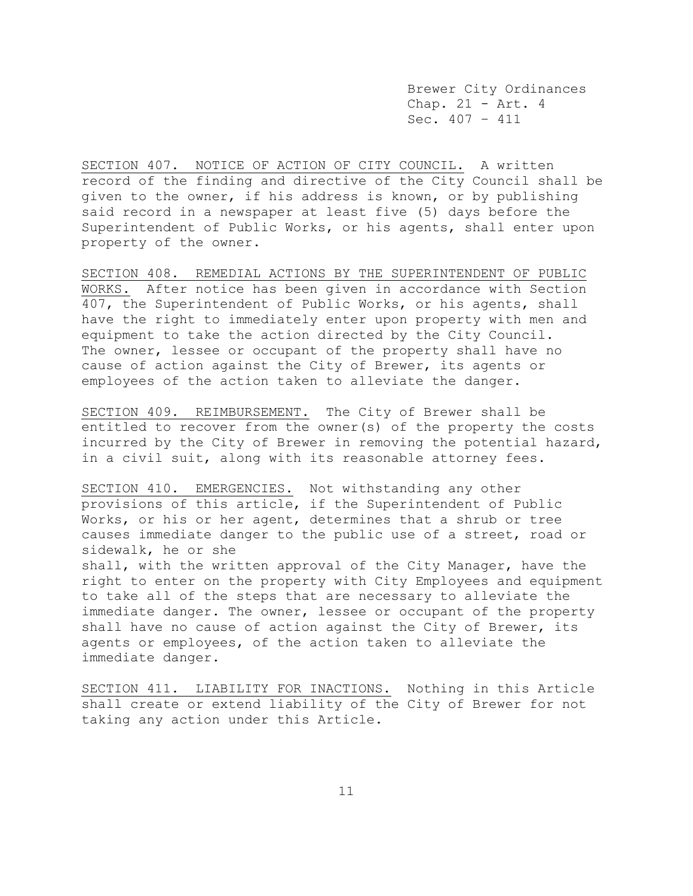SECTION 407. NOTICE OF ACTION OF CITY COUNCIL. A written record of the finding and directive of the City Council shall be given to the owner, if his address is known, or by publishing said record in a newspaper at least five (5) days before the Superintendent of Public Works, or his agents, shall enter upon property of the owner.

SECTION 408. REMEDIAL ACTIONS BY THE SUPERINTENDENT OF PUBLIC WORKS. After notice has been given in accordance with Section 407, the Superintendent of Public Works, or his agents, shall have the right to immediately enter upon property with men and equipment to take the action directed by the City Council. The owner, lessee or occupant of the property shall have no cause of action against the City of Brewer, its agents or employees of the action taken to alleviate the danger.

SECTION 409. REIMBURSEMENT. The City of Brewer shall be entitled to recover from the owner(s) of the property the costs incurred by the City of Brewer in removing the potential hazard, in a civil suit, along with its reasonable attorney fees.

SECTION 410. EMERGENCIES. Not withstanding any other provisions of this article, if the Superintendent of Public Works, or his or her agent, determines that a shrub or tree causes immediate danger to the public use of a street, road or sidewalk, he or she shall, with the written approval of the City Manager, have the right to enter on the property with City Employees and equipment to take all of the steps that are necessary to alleviate the immediate danger. The owner, lessee or occupant of the property shall have no cause of action against the City of Brewer, its agents or employees, of the action taken to alleviate the immediate danger.

SECTION 411. LIABILITY FOR INACTIONS. Nothing in this Article shall create or extend liability of the City of Brewer for not taking any action under this Article.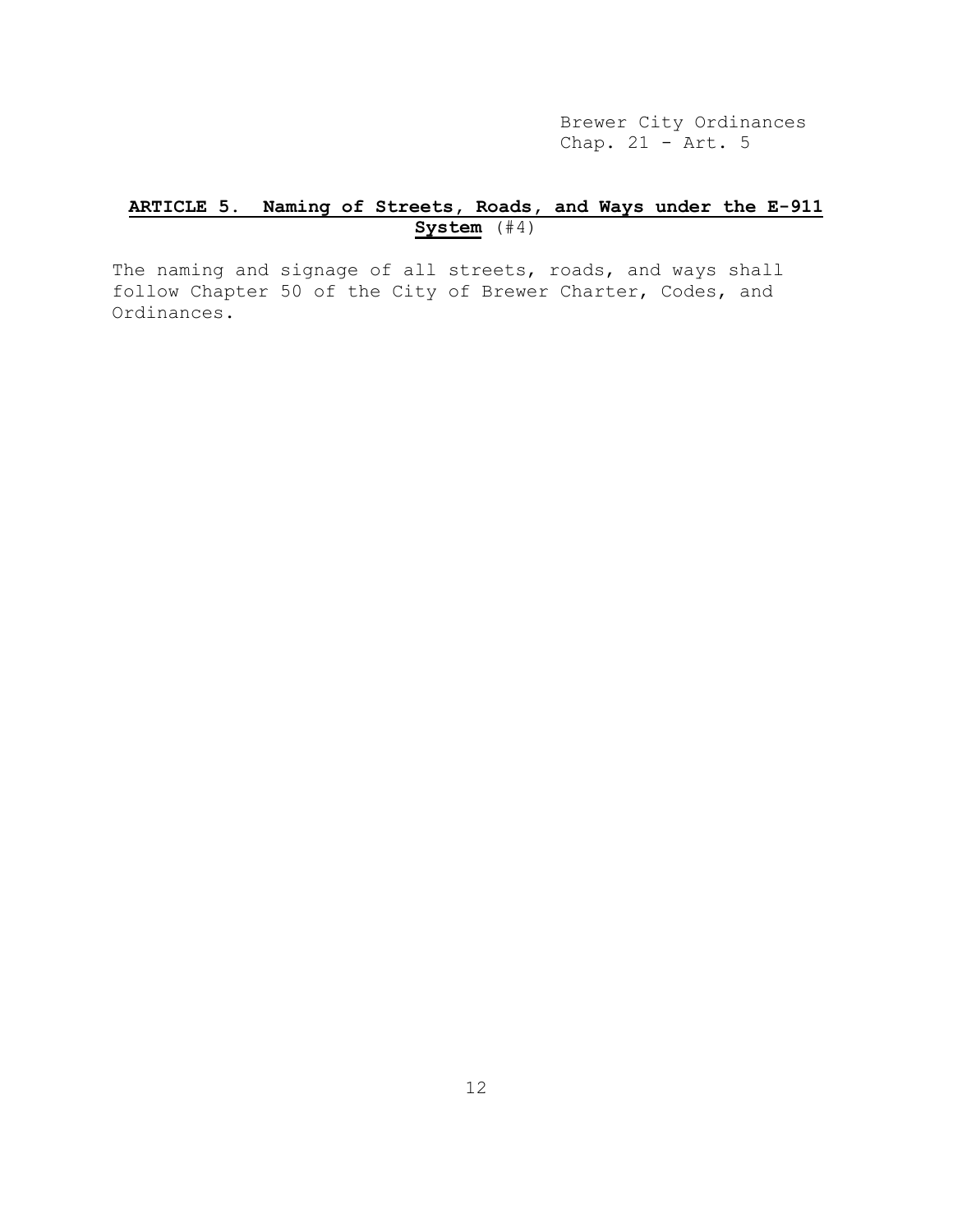## **ARTICLE 5. Naming of Streets, Roads, and Ways under the E-911 System** (#4)

The naming and signage of all streets, roads, and ways shall follow Chapter 50 of the City of Brewer Charter, Codes, and Ordinances.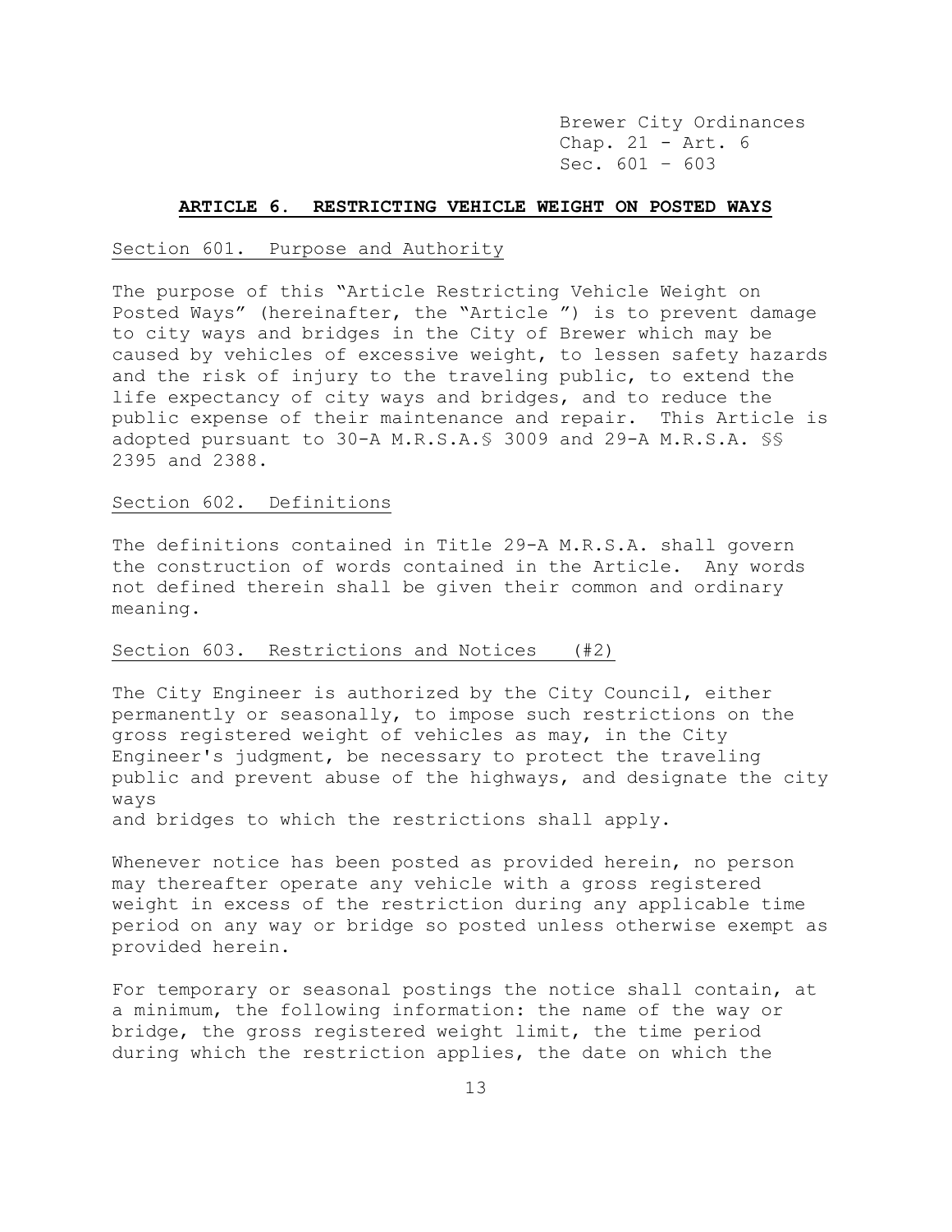## ARTICLE 6. RESTRICTING VEHICLE WEIGHT ON POSTED WAYS

### Section 601. Purpose and Authority

The purpose of this "Article Restricting Vehicle Weight on Posted Ways" (hereinafter, the "Article ") is to prevent damage to city ways and bridges in the City of Brewer which may be caused by vehicles of excessive weight, to lessen safety hazards and the risk of injury to the traveling public, to extend the life expectancy of city ways and bridges, and to reduce the public expense of their maintenance and repair. This Article is adopted pursuant to 30-A M.R.S.A.§ 3009 and 29-A M.R.S.A. §§ 2395 and 2388.

### Section 602. Definitions

The definitions contained in Title 29-A M.R.S.A. shall govern the construction of words contained in the Article. Any words not defined therein shall be given their common and ordinary meaning.

### Section 603. Restrictions and Notices (#2)

The City Engineer is authorized by the City Council, either permanently or seasonally, to impose such restrictions on the gross registered weight of vehicles as may, in the City Engineer's judgment, be necessary to protect the traveling public and prevent abuse of the highways, and designate the city ways and bridges to which the restrictions shall apply.

Whenever notice has been posted as provided herein, no person may thereafter operate any vehicle with a gross registered weight in excess of the restriction during any applicable time period on any way or bridge so posted unless otherwise exempt as provided herein.

For temporary or seasonal postings the notice shall contain, at a minimum, the following information: the name of the way or bridge, the gross registered weight limit, the time period during which the restriction applies, the date on which the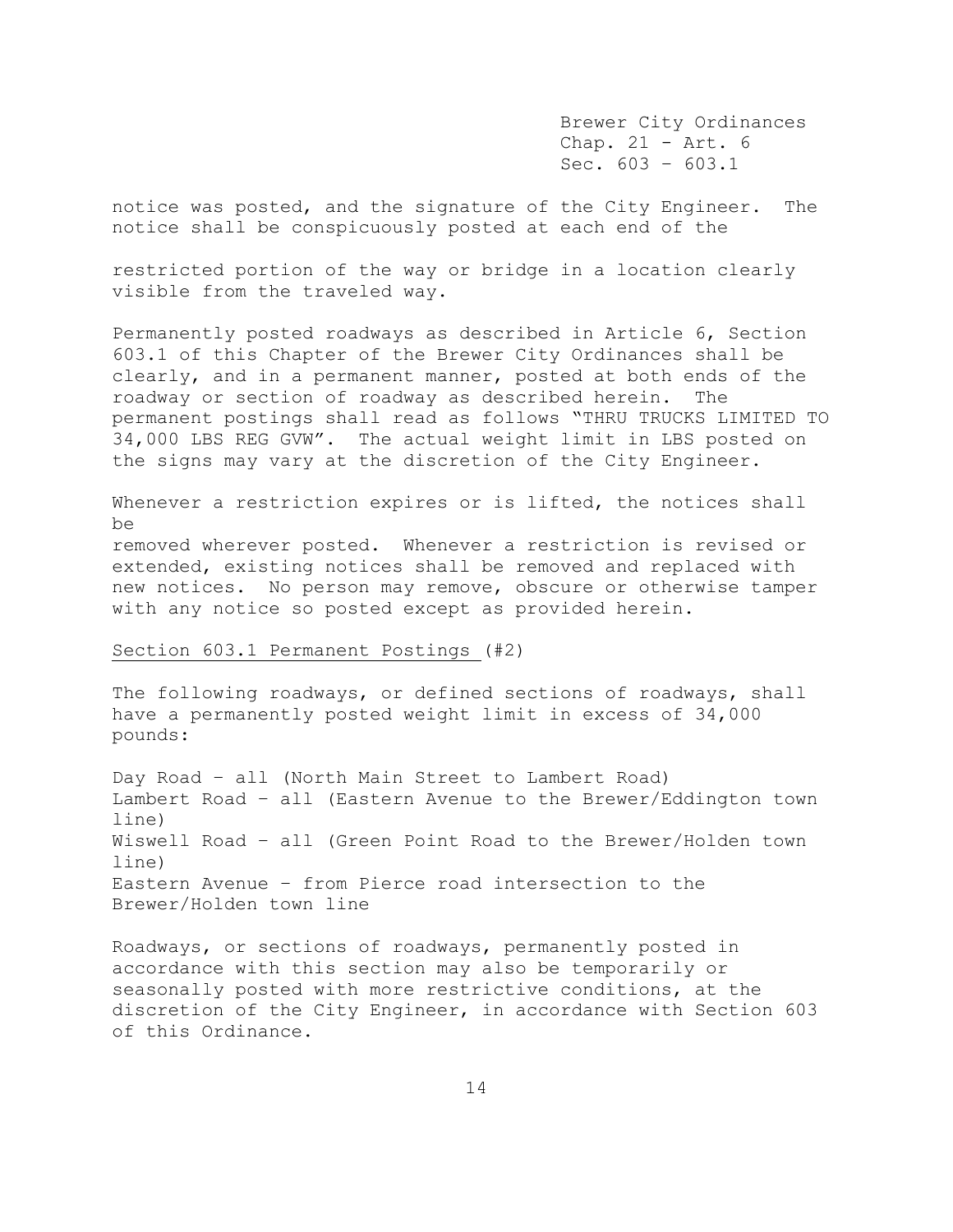notice was posted, and the signature of the City Engineer. The notice shall be conspicuously posted at each end of the restricted portion of the way or bridge in a location clearly visible from the traveled way.

Permanently posted roadways as described in Article 6, Section 603.1 of this Chapter of the Brewer City Ordinances shall be clearly, and in a permanent manner, posted at both ends of the roadway or section of roadway as described herein. The permanent postings shall read as follows "THRU TRUCKS LIMITED TO 34,000 LBS REG GVW". The actual weight limit in LBS posted on the signs may vary at the discretion of the City Engineer.

Whenever a restriction expires or is lifted, the notices shall be removed wherever posted. Whenever a restriction is revised or extended, existing notices shall be removed and replaced with new notices. No person may remove, obscure or otherwise tamper with any notice so posted except as provided herein.

Section 603.1 Permanent Postings (#2)

The following roadways, or defined sections of roadways, shall have a permanently posted weight limit in excess of 34,000 pounds:

Day Road – all (North Main Street to Lambert Road)
Lambert Road – all (Eastern Avenue to the Brewer/Eddington town line)
Wiswell Road – all (Green Point Road to the Brewer/Holden town line)
Eastern Avenue – from Pierce road intersection to the Brewer/Holden town line

Roadways, or sections of roadways, permanently posted in accordance with this section may also be temporarily or seasonally posted with more restrictive conditions, at the discretion of the City Engineer, in accordance with Section 603 of this Ordinance.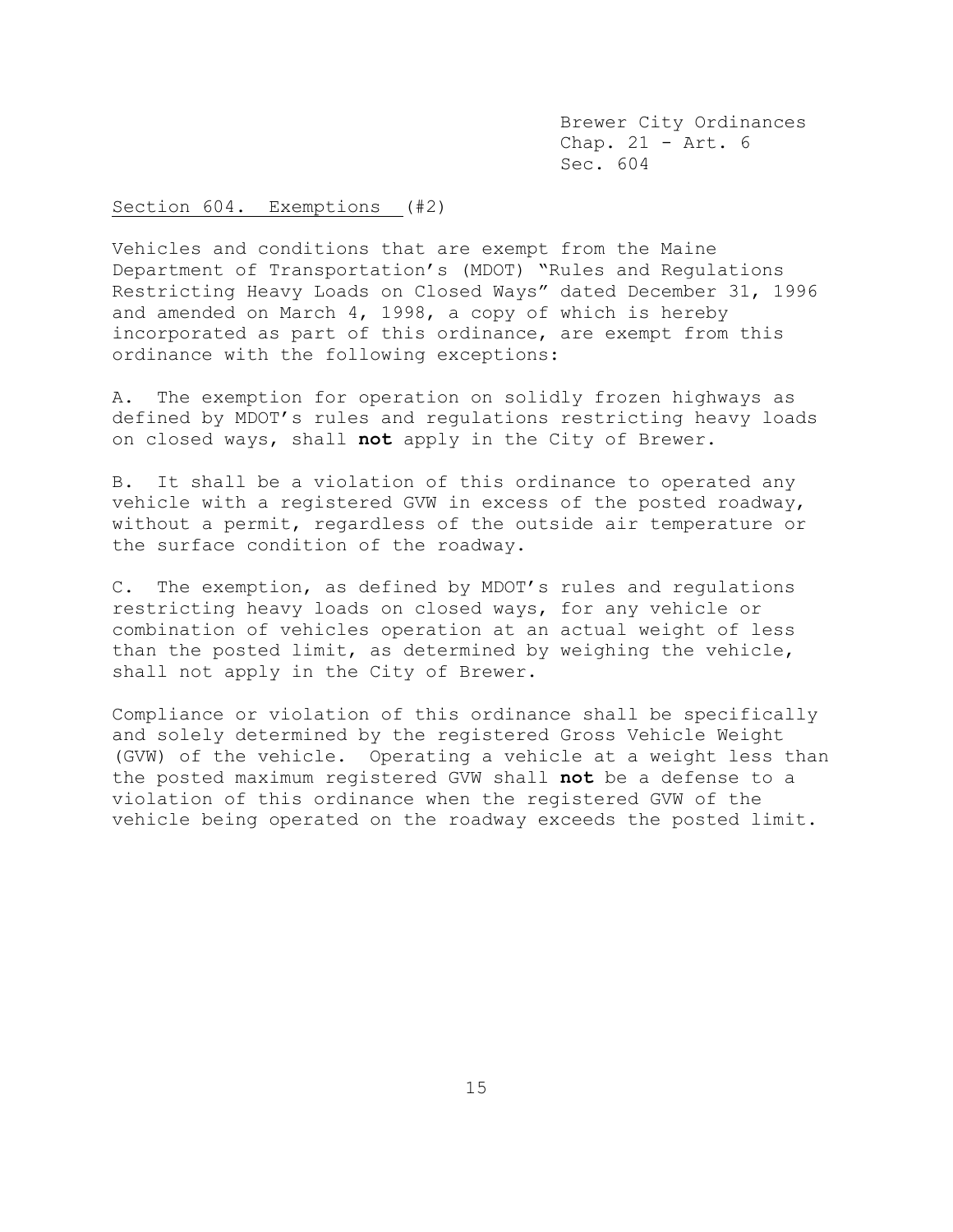Section 604. Exemptions (#2)

Vehicles and conditions that are exempt from the Maine Department of Transportation's (MDOT) "Rules and Regulations Restricting Heavy Loads on Closed Ways" dated December 31, 1996 and amended on March 4, 1998, a copy of which is hereby incorporated as part of this ordinance, are exempt from this ordinance with the following exceptions:

A. The exemption for operation on solidly frozen highways as defined by MDOT's rules and regulations restricting heavy loads on closed ways, shall **not** apply in the City of Brewer.

B. It shall be a violation of this ordinance to operated any vehicle with a registered GVW in excess of the posted roadway, without a permit, regardless of the outside air temperature or the surface condition of the roadway.

C. The exemption, as defined by MDOT's rules and regulations restricting heavy loads on closed ways, for any vehicle or combination of vehicles operation at an actual weight of less than the posted limit, as determined by weighing the vehicle, shall not apply in the City of Brewer.

Compliance or violation of this ordinance shall be specifically and solely determined by the registered Gross Vehicle Weight (GVW) of the vehicle. Operating a vehicle at a weight less than the posted maximum registered GVW shall **not** be a defense to a violation of this ordinance when the registered GVW of the vehicle being operated on the roadway exceeds the posted limit.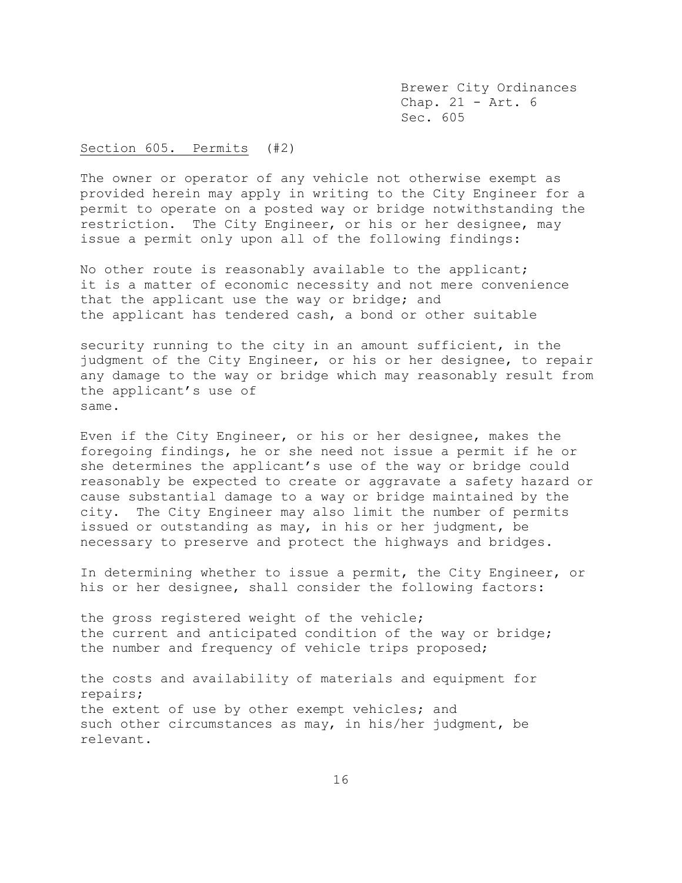Section 605. Permits (#2)

The owner or operator of any vehicle not otherwise exempt as provided herein may apply in writing to the City Engineer for a permit to operate on a posted way or bridge notwithstanding the restriction. The City Engineer, or his or her designee, may issue a permit only upon all of the following findings:

No other route is reasonably available to the applicant;
it is a matter of economic necessity and not mere convenience that the applicant use the way or bridge; and
the applicant has tendered cash, a bond or other suitable

security running to the city in an amount sufficient, in the judgment of the City Engineer, or his or her designee, to repair any damage to the way or bridge which may reasonably result from the applicant's use of same.

Even if the City Engineer, or his or her designee, makes the foregoing findings, he or she need not issue a permit if he or she determines the applicant's use of the way or bridge could reasonably be expected to create or aggravate a safety hazard or cause substantial damage to a way or bridge maintained by the city. The City Engineer may also limit the number of permits issued or outstanding as may, in his or her judgment, be necessary to preserve and protect the highways and bridges.

In determining whether to issue a permit, the City Engineer, or his or her designee, shall consider the following factors:

the gross registered weight of the vehicle;
the current and anticipated condition of the way or bridge;
the number and frequency of vehicle trips proposed;

the costs and availability of materials and equipment for repairs;
the extent of use by other exempt vehicles; and
such other circumstances as may, in his/her judgment, be relevant.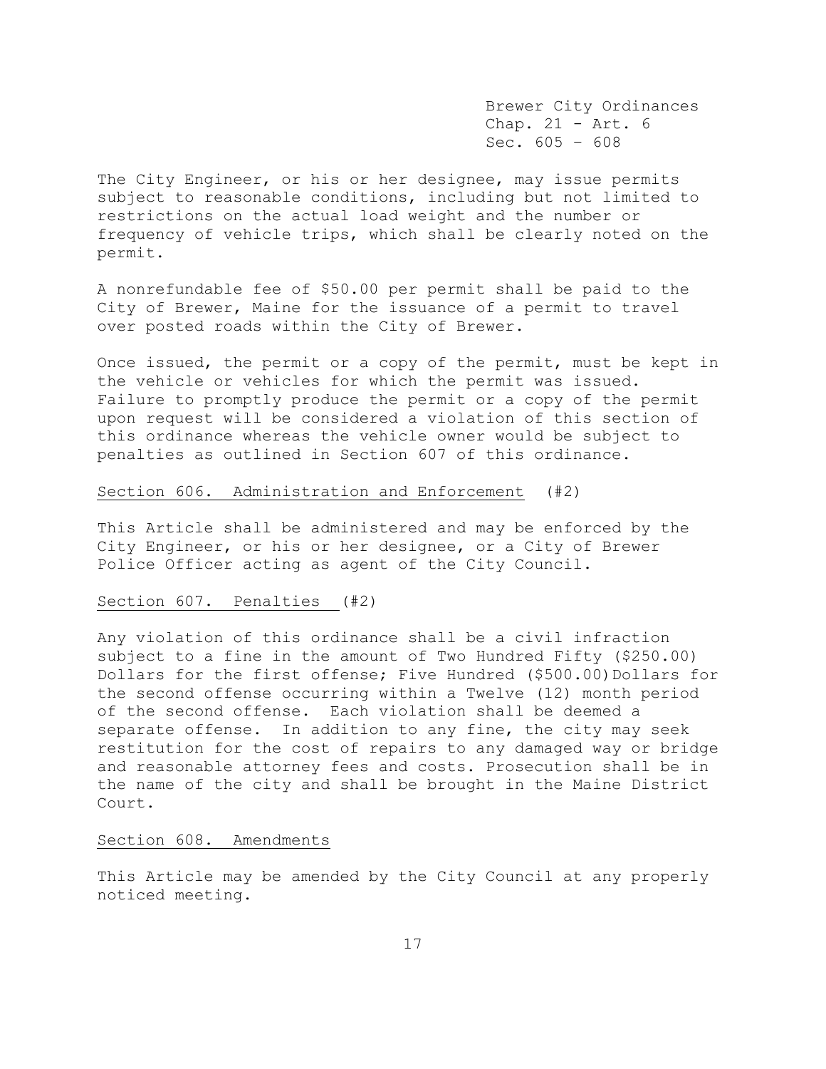The City Engineer, or his or her designee, may issue permits subject to reasonable conditions, including but not limited to restrictions on the actual load weight and the number or frequency of vehicle trips, which shall be clearly noted on the permit.

A nonrefundable fee of $50.00 per permit shall be paid to the City of Brewer, Maine for the issuance of a permit to travel over posted roads within the City of Brewer.

Once issued, the permit or a copy of the permit, must be kept in the vehicle or vehicles for which the permit was issued. Failure to promptly produce the permit or a copy of the permit upon request will be considered a violation of this section of this ordinance whereas the vehicle owner would be subject to penalties as outlined in Section 607 of this ordinance.

## Section 606. Administration and Enforcement (#2)

This Article shall be administered and may be enforced by the City Engineer, or his or her designee, or a City of Brewer Police Officer acting as agent of the City Council.

## Section 607. Penalties (#2)

Any violation of this ordinance shall be a civil infraction subject to a fine in the amount of Two Hundred Fifty ($250.00) Dollars for the first offense; Five Hundred ($500.00) Dollars for the second offense occurring within a Twelve (12) month period of the second offense. Each violation shall be deemed a separate offense. In addition to any fine, the city may seek restitution for the cost of repairs to any damaged way or bridge and reasonable attorney fees and costs. Prosecution shall be in the name of the city and shall be brought in the Maine District Court.

## Section 608. Amendments

This Article may be amended by the City Council at any properly noticed meeting.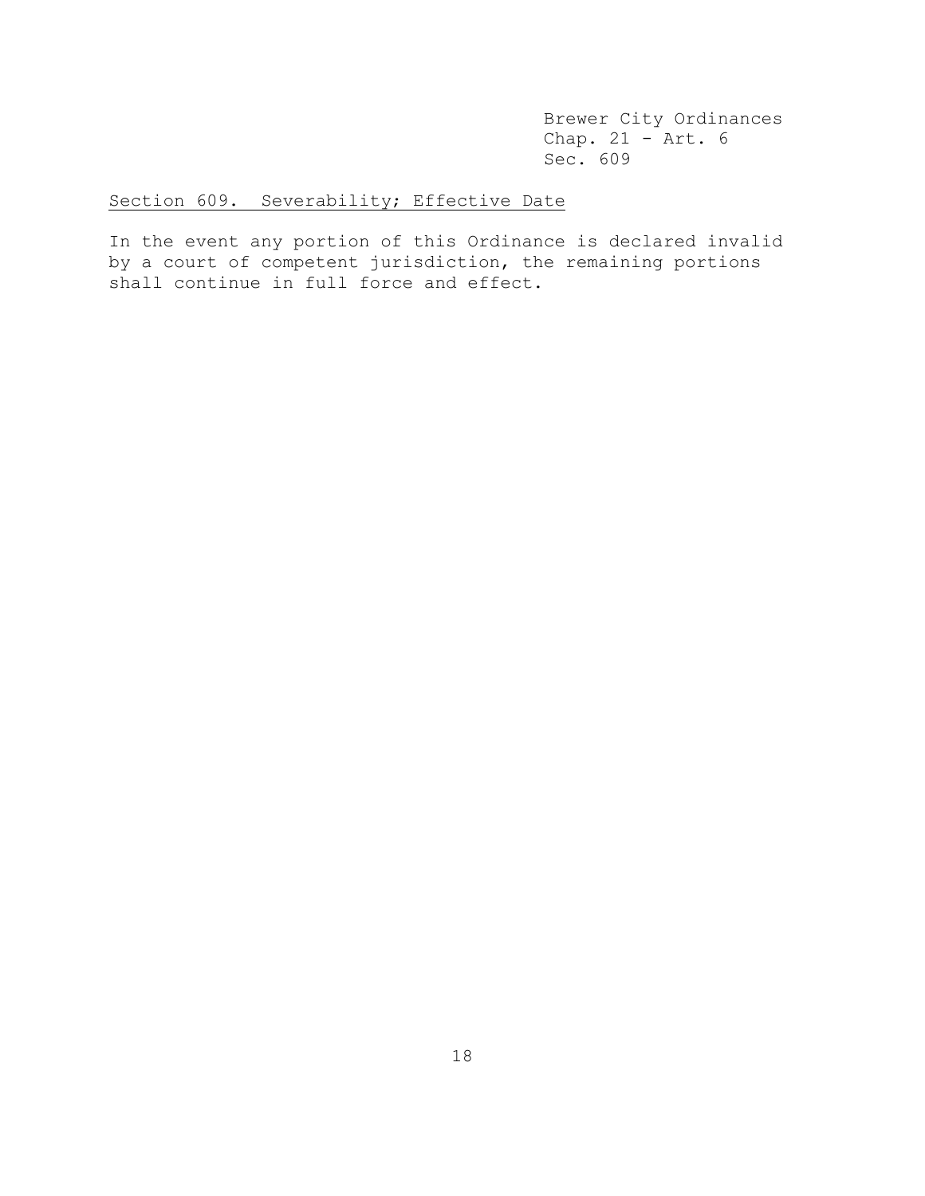## Section 609. Severability; Effective Date

In the event any portion of this Ordinance is declared invalid by a court of competent jurisdiction, the remaining portions shall continue in full force and effect.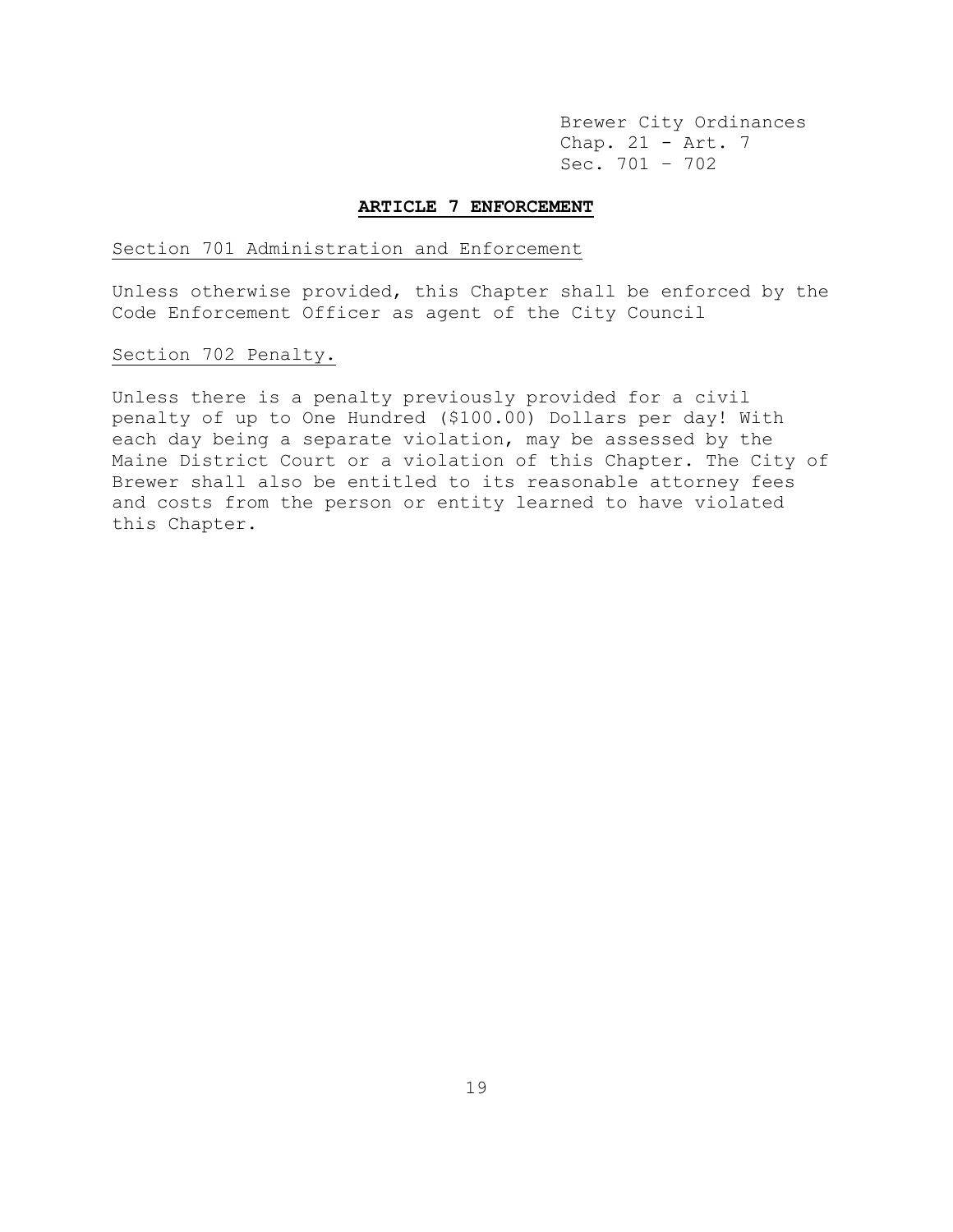Brewer City Ordinances
Chap. 21 - Art. 7
Sec. 701 – 702

## ARTICLE 7 ENFORCEMENT

Section 701 Administration and Enforcement

Unless otherwise provided, this Chapter shall be enforced by the Code Enforcement Officer as agent of the City Council

Section 702 Penalty.

Unless there is a penalty previously provided for a civil penalty of up to One Hundred ($100.00) Dollars per day! With each day being a separate violation, may be assessed by the Maine District Court or a violation of this Chapter. The City of Brewer shall also be entitled to its reasonable attorney fees and costs from the person or entity learned to have violated this Chapter.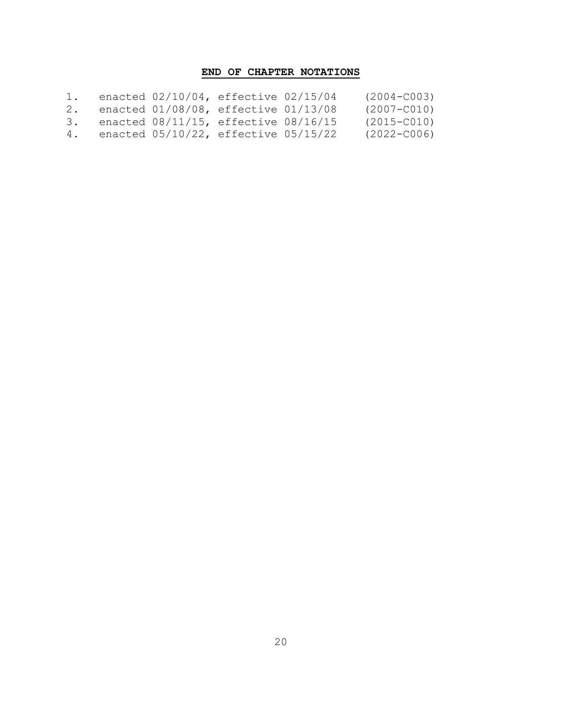**END OF CHAPTER NOTATIONS**

1. enacted 02/10/04, effective 02/15/04 (2004-C003)
2. enacted 01/08/08, effective 01/13/08 (2007-C010)
3. enacted 08/11/15, effective 08/16/15 (2015-C010)
4. enacted 05/10/22, effective 05/15/22 (2022-C006)